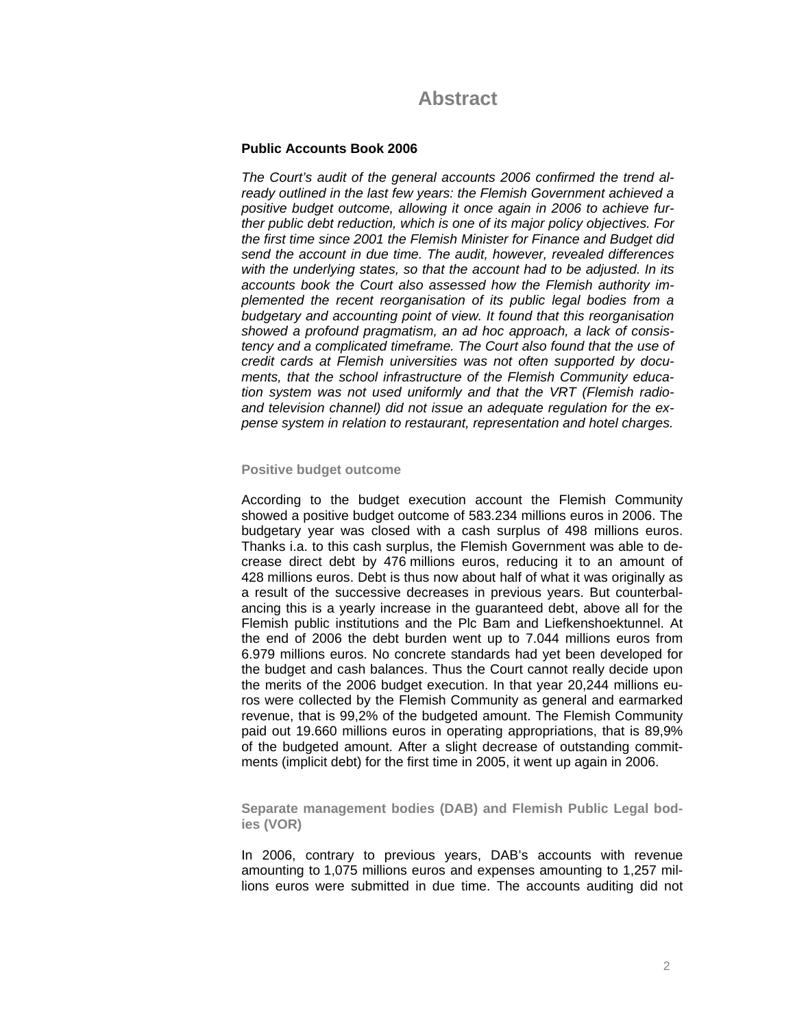# Abstract

**Public Accounts Book 2006**

*The Court's audit of the general accounts 2006 confirmed the trend already outlined in the last few years: the Flemish Government achieved a positive budget outcome, allowing it once again in 2006 to achieve further public debt reduction, which is one of its major policy objectives. For the first time since 2001 the Flemish Minister for Finance and Budget did send the account in due time. The audit, however, revealed differences with the underlying states, so that the account had to be adjusted. In its accounts book the Court also assessed how the Flemish authority implemented the recent reorganisation of its public legal bodies from a budgetary and accounting point of view. It found that this reorganisation showed a profound pragmatism, an ad hoc approach, a lack of consistency and a complicated timeframe. The Court also found that the use of credit cards at Flemish universities was not often supported by documents, that the school infrastructure of the Flemish Community education system was not used uniformly and that the VRT (Flemish radio- and television channel) did not issue an adequate regulation for the expense system in relation to restaurant, representation and hotel charges.*

## Positive budget outcome

According to the budget execution account the Flemish Community showed a positive budget outcome of 583.234 millions euros in 2006. The budgetary year was closed with a cash surplus of 498 millions euros. Thanks i.a. to this cash surplus, the Flemish Government was able to decrease direct debt by 476 millions euros, reducing it to an amount of 428 millions euros. Debt is thus now about half of what it was originally as a result of the successive decreases in previous years. But counterbalancing this is a yearly increase in the guaranteed debt, above all for the Flemish public institutions and the Plc Bam and Liefkenshoektunnel. At the end of 2006 the debt burden went up to 7.044 millions euros from 6.979 millions euros. No concrete standards had yet been developed for the budget and cash balances. Thus the Court cannot really decide upon the merits of the 2006 budget execution. In that year 20,244 millions euros were collected by the Flemish Community as general and earmarked revenue, that is 99,2% of the budgeted amount. The Flemish Community paid out 19.660 millions euros in operating appropriations, that is 89,9% of the budgeted amount. After a slight decrease of outstanding commitments (implicit debt) for the first time in 2005, it went up again in 2006.

## Separate management bodies (DAB) and Flemish Public Legal bodies (VOR)

In 2006, contrary to previous years, DAB's accounts with revenue amounting to 1,075 millions euros and expenses amounting to 1,257 millions euros were submitted in due time. The accounts auditing did not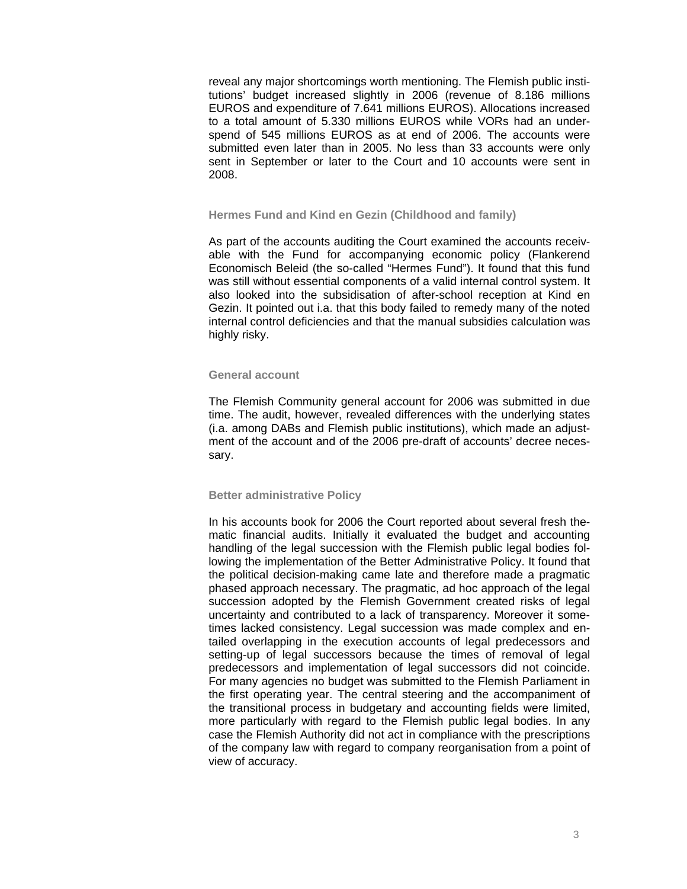reveal any major shortcomings worth mentioning. The Flemish public institutions' budget increased slightly in 2006 (revenue of 8.186 millions EUROS and expenditure of 7.641 millions EUROS). Allocations increased to a total amount of 5.330 millions EUROS while VORs had an underspend of 545 millions EUROS as at end of 2006. The accounts were submitted even later than in 2005. No less than 33 accounts were only sent in September or later to the Court and 10 accounts were sent in 2008.

### Hermes Fund and Kind en Gezin (Childhood and family)

As part of the accounts auditing the Court examined the accounts receivable with the Fund for accompanying economic policy (Flankerend Economisch Beleid (the so-called "Hermes Fund"). It found that this fund was still without essential components of a valid internal control system. It also looked into the subsidisation of after-school reception at Kind en Gezin. It pointed out i.a. that this body failed to remedy many of the noted internal control deficiencies and that the manual subsidies calculation was highly risky.

### General account

The Flemish Community general account for 2006 was submitted in due time. The audit, however, revealed differences with the underlying states (i.a. among DABs and Flemish public institutions), which made an adjustment of the account and of the 2006 pre-draft of accounts' decree necessary.

### Better administrative Policy

In his accounts book for 2006 the Court reported about several fresh thematic financial audits. Initially it evaluated the budget and accounting handling of the legal succession with the Flemish public legal bodies following the implementation of the Better Administrative Policy. It found that the political decision-making came late and therefore made a pragmatic phased approach necessary. The pragmatic, ad hoc approach of the legal succession adopted by the Flemish Government created risks of legal uncertainty and contributed to a lack of transparency. Moreover it sometimes lacked consistency. Legal succession was made complex and entailed overlapping in the execution accounts of legal predecessors and setting-up of legal successors because the times of removal of legal predecessors and implementation of legal successors did not coincide. For many agencies no budget was submitted to the Flemish Parliament in the first operating year. The central steering and the accompaniment of the transitional process in budgetary and accounting fields were limited, more particularly with regard to the Flemish public legal bodies. In any case the Flemish Authority did not act in compliance with the prescriptions of the company law with regard to company reorganisation from a point of view of accuracy.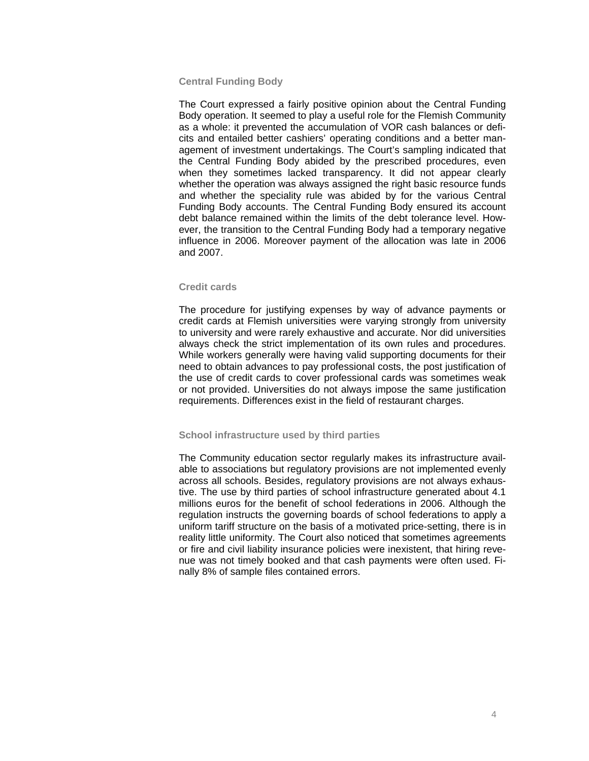### Central Funding Body

The Court expressed a fairly positive opinion about the Central Funding Body operation. It seemed to play a useful role for the Flemish Community as a whole: it prevented the accumulation of VOR cash balances or deficits and entailed better cashiers' operating conditions and a better management of investment undertakings. The Court's sampling indicated that the Central Funding Body abided by the prescribed procedures, even when they sometimes lacked transparency. It did not appear clearly whether the operation was always assigned the right basic resource funds and whether the speciality rule was abided by for the various Central Funding Body accounts. The Central Funding Body ensured its account debt balance remained within the limits of the debt tolerance level. However, the transition to the Central Funding Body had a temporary negative influence in 2006. Moreover payment of the allocation was late in 2006 and 2007.

### Credit cards

The procedure for justifying expenses by way of advance payments or credit cards at Flemish universities were varying strongly from university to university and were rarely exhaustive and accurate. Nor did universities always check the strict implementation of its own rules and procedures. While workers generally were having valid supporting documents for their need to obtain advances to pay professional costs, the post justification of the use of credit cards to cover professional cards was sometimes weak or not provided. Universities do not always impose the same justification requirements. Differences exist in the field of restaurant charges.

### School infrastructure used by third parties

The Community education sector regularly makes its infrastructure available to associations but regulatory provisions are not implemented evenly across all schools. Besides, regulatory provisions are not always exhaustive. The use by third parties of school infrastructure generated about 4.1 millions euros for the benefit of school federations in 2006. Although the regulation instructs the governing boards of school federations to apply a uniform tariff structure on the basis of a motivated price-setting, there is in reality little uniformity. The Court also noticed that sometimes agreements or fire and civil liability insurance policies were inexistent, that hiring revenue was not timely booked and that cash payments were often used. Finally 8% of sample files contained errors.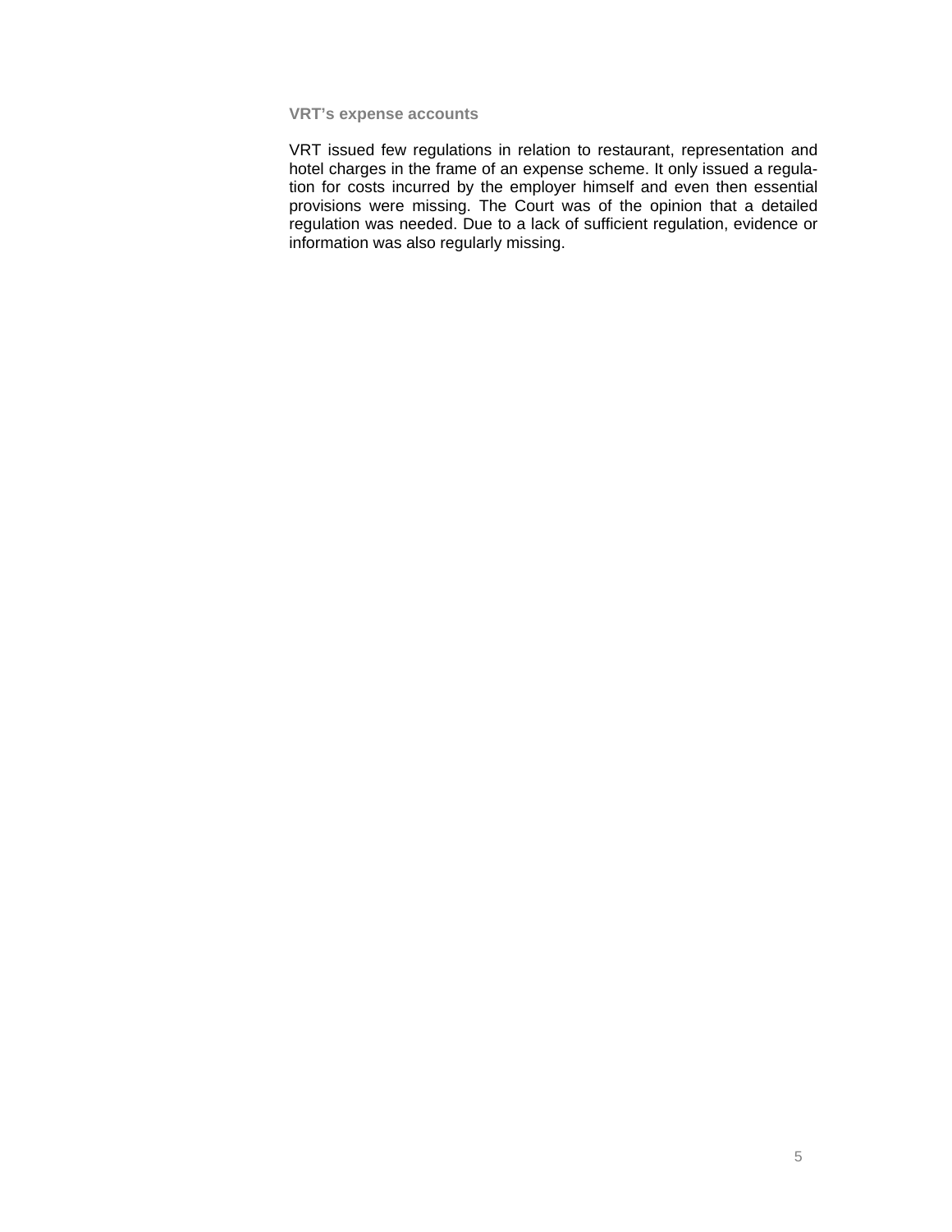### VRT's expense accounts

VRT issued few regulations in relation to restaurant, representation and hotel charges in the frame of an expense scheme. It only issued a regulation for costs incurred by the employer himself and even then essential provisions were missing. The Court was of the opinion that a detailed regulation was needed. Due to a lack of sufficient regulation, evidence or information was also regularly missing.